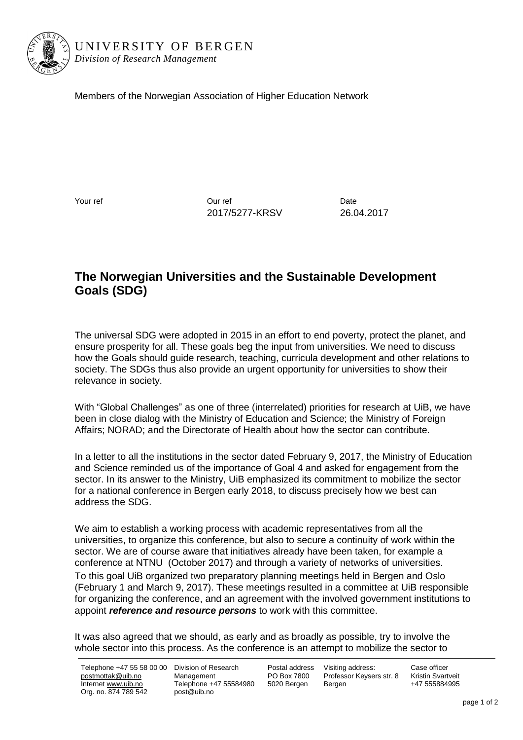UNIVERSITY OF BERGEN
*Division of Research Management*

Members of the Norwegian Association of Higher Education Network

| Your ref | Our ref | Date |
|---|---|---|
| | 2017/5277-KRSV | 26.04.2017 |

## The Norwegian Universities and the Sustainable Development Goals (SDG)

The universal SDG were adopted in 2015 in an effort to end poverty, protect the planet, and ensure prosperity for all. These goals beg the input from universities. We need to discuss how the Goals should guide research, teaching, curricula development and other relations to society. The SDGs thus also provide an urgent opportunity for universities to show their relevance in society.

With "Global Challenges" as one of three (interrelated) priorities for research at UiB, we have been in close dialog with the Ministry of Education and Science; the Ministry of Foreign Affairs; NORAD; and the Directorate of Health about how the sector can contribute.

In a letter to all the institutions in the sector dated February 9, 2017, the Ministry of Education and Science reminded us of the importance of Goal 4 and asked for engagement from the sector. In its answer to the Ministry, UiB emphasized its commitment to mobilize the sector for a national conference in Bergen early 2018, to discuss precisely how we best can address the SDG.

We aim to establish a working process with academic representatives from all the universities, to organize this conference, but also to secure a continuity of work within the sector. We are of course aware that initiatives already have been taken, for example a conference at NTNU (October 2017) and through a variety of networks of universities. To this goal UiB organized two preparatory planning meetings held in Bergen and Oslo (February 1 and March 9, 2017). These meetings resulted in a committee at UiB responsible for organizing the conference, and an agreement with the involved government institutions to appoint ***reference and resource persons*** to work with this committee.

It was also agreed that we should, as early and as broadly as possible, try to involve the whole sector into this process. As the conference is an attempt to mobilize the sector to

Telephone +47 55 58 00 00
postmottak@uib.no
Internet www.uib.no
Org. no. 874 789 542

Division of Research Management
Telephone +47 55584980
post@uib.no

Postal address
PO Box 7800
5020 Bergen

Visiting address:
Professor Keysers str. 8
Bergen

Case officer
Kristin Svartveit
+47 555884995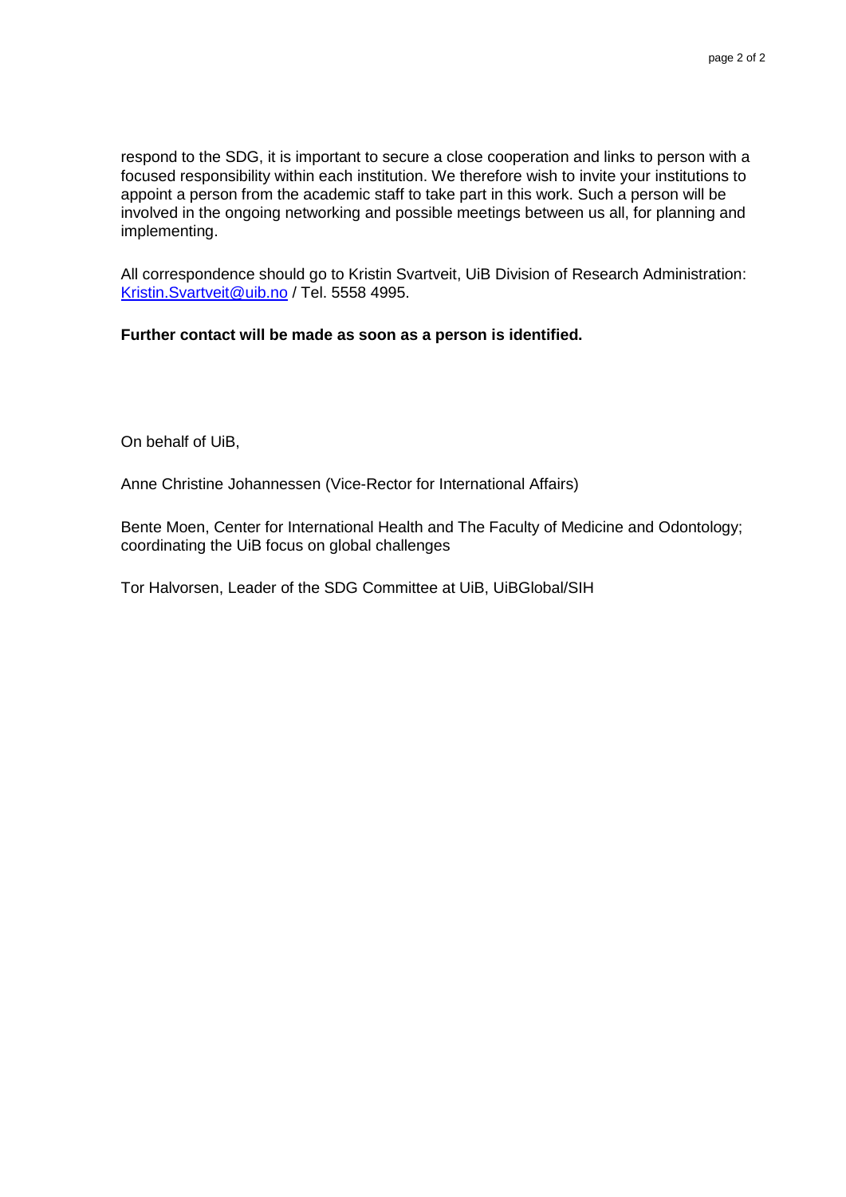respond to the SDG, it is important to secure a close cooperation and links to person with a focused responsibility within each institution. We therefore wish to invite your institutions to appoint a person from the academic staff to take part in this work. Such a person will be involved in the ongoing networking and possible meetings between us all, for planning and implementing.

All correspondence should go to Kristin Svartveit, UiB Division of Research Administration: Kristin.Svartveit@uib.no / Tel. 5558 4995.

**Further contact will be made as soon as a person is identified.**

On behalf of UiB,

Anne Christine Johannessen (Vice-Rector for International Affairs)

Bente Moen, Center for International Health and The Faculty of Medicine and Odontology; coordinating the UiB focus on global challenges

Tor Halvorsen, Leader of the SDG Committee at UiB, UiBGlobal/SIH